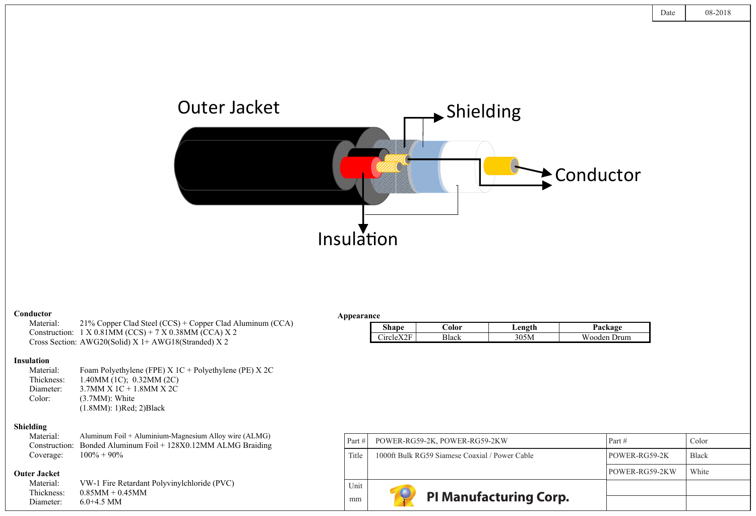| Date | 08-2018 |
|---|---|

Outer Jacket

Shielding

Conductor

Insulation

**Conductor**

Material: 21% Copper Clad Steel (CCS) + Copper Clad Aluminum (CCA)
Construction: 1 X 0.81MM (CCS) + 7 X 0.38MM (CCA) X 2
Cross Section: AWG20(Solid) X 1+ AWG18(Stranded) X 2

**Insulation**

Material: Foam Polyethylene (FPE) X 1C + Polyethylene (PE) X 2C
Thickness: 1.40MM (1C); 0.32MM (2C)
Diameter: 3.7MM X 1C + 1.8MM X 2C
Color: (3.7MM): White
(1.8MM): 1)Red; 2)Black

**Shielding**

Material: Aluminum Foil + Aluminium-Magnesium Alloy wire (ALMG)
Construction: Bonded Aluminum Foil + 128X0.12MM ALMG Braiding
Coverage: 100% + 90%

**Outer Jacket**

Material: VW-1 Fire Retardant Polyvinylchloride (PVC)
Thickness: 0.85MM + 0.45MM
Diameter: 6.0+4.5 MM

**Appearance**

| Shape | Color | Length | Package |
|---|---|---|---|
| CircleX2F | Black | 305M | Wooden Drum |

| Part # | POWER-RG59-2K, POWER-RG59-2KW | Part # | Color |
|---|---|---|---|
| Title | 1000ft Bulk RG59 Siamese Coaxial / Power Cable | POWER-RG59-2K | Black |
| | | POWER-RG59-2KW | White |
| Unit mm | PI Manufacturing Corp. | | |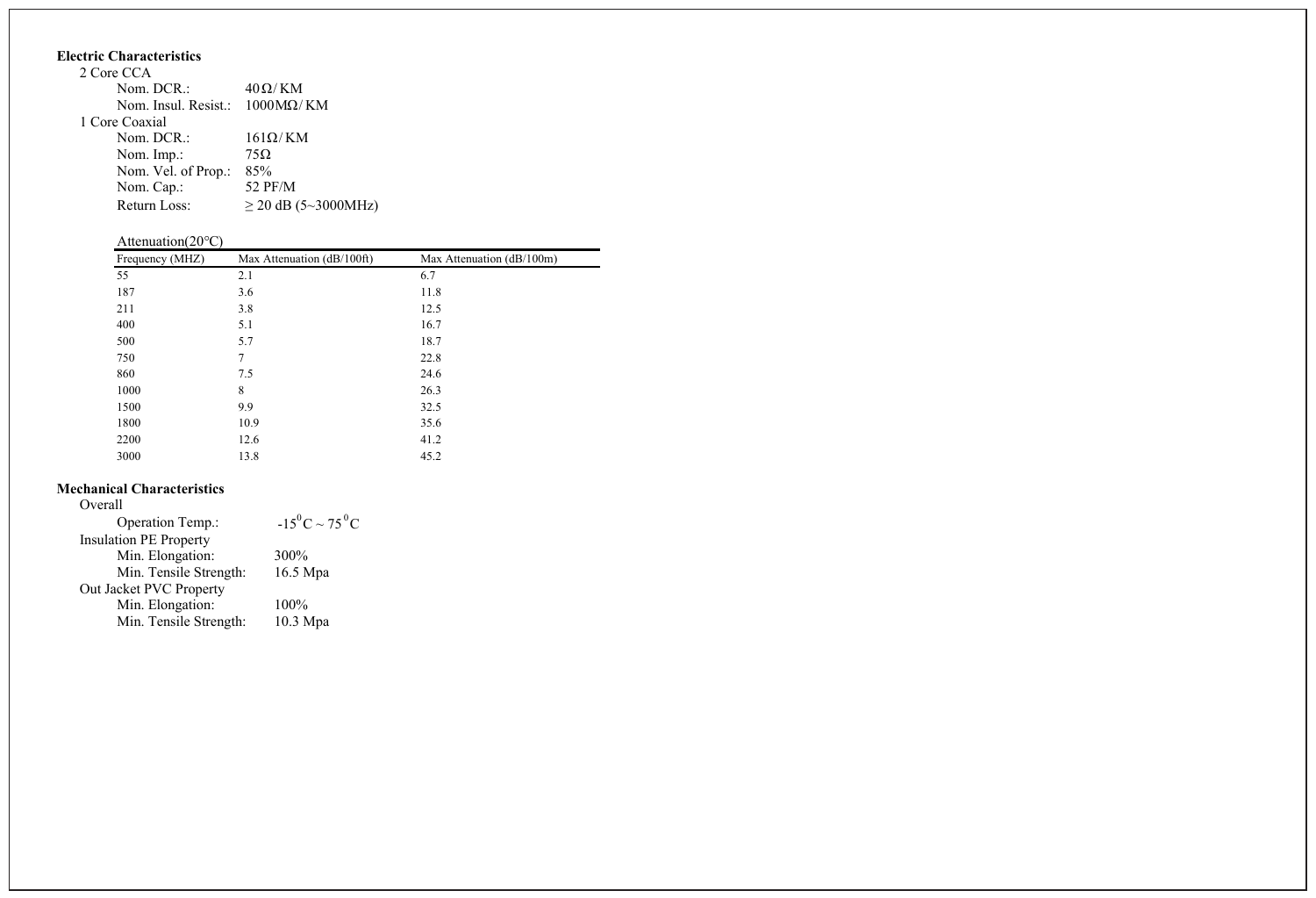**Electric Characteristics**

2 Core CCA

Nom. DCR.: 40Ω/ KM

Nom. Insul. Resist.: 1000MΩ/ KM

1 Core Coaxial

Nom. DCR.: 161Ω/ KM

Nom. Imp.: 75Ω

Nom. Vel. of Prop.: 85%

Nom. Cap.: 52 PF/M

Return Loss: ≥ 20 dB (5~3000MHz)

Attenuation(20°C)

| Frequency (MHZ) | Max Attenuation (dB/100ft) | Max Attenuation (dB/100m) |
|---|---|---|
| 55 | 2.1 | 6.7 |
| 187 | 3.6 | 11.8 |
| 211 | 3.8 | 12.5 |
| 400 | 5.1 | 16.7 |
| 500 | 5.7 | 18.7 |
| 750 | 7 | 22.8 |
| 860 | 7.5 | 24.6 |
| 1000 | 8 | 26.3 |
| 1500 | 9.9 | 32.5 |
| 1800 | 10.9 | 35.6 |
| 2200 | 12.6 | 41.2 |
| 3000 | 13.8 | 45.2 |

**Mechanical Characteristics**

Overall

Operation Temp.: $-15^{0}C \sim 75^{0}C$

Insulation PE Property

Min. Elongation: 300%

Min. Tensile Strength: 16.5 Mpa

Out Jacket PVC Property

Min. Elongation: 100%

Min. Tensile Strength: 10.3 Mpa